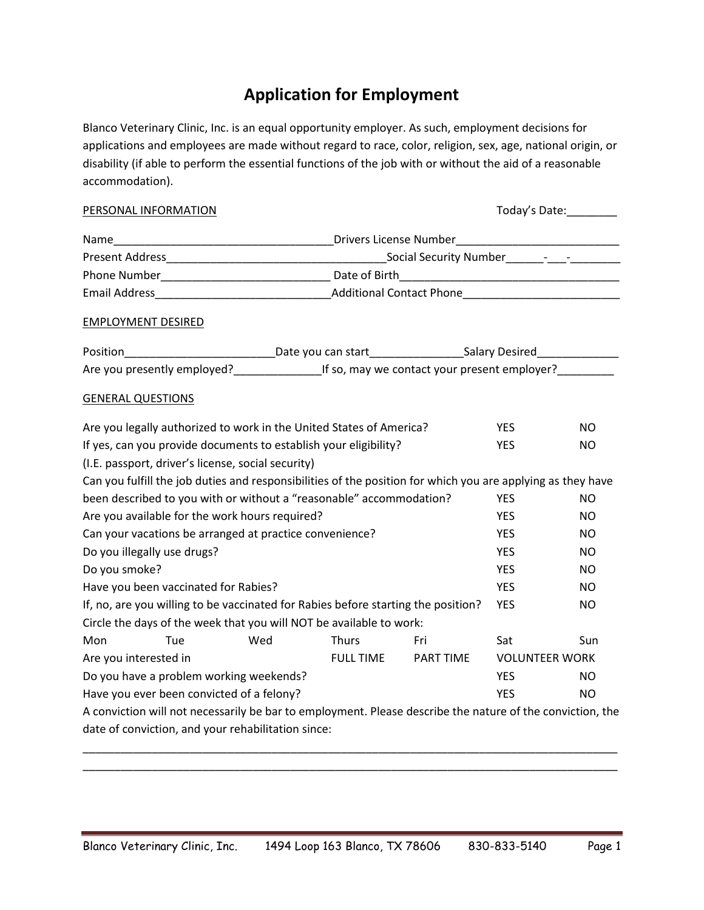# Application for Employment

Blanco Veterinary Clinic, Inc. is an equal opportunity employer. As such, employment decisions for applications and employees are made without regard to race, color, religion, sex, age, national origin, or disability (if able to perform the essential functions of the job with or without the aid of a reasonable accommodation).

PERSONAL INFORMATION Today's Date:________

Name___________________________________Drivers License Number__________________________
Present Address___________________________________Social Security Number______-___-________
Phone Number___________________________ Date of Birth___________________________________
Email Address____________________________Additional Contact Phone_________________________

EMPLOYMENT DESIRED

Position________________________Date you can start_______________Salary Desired_____________
Are you presently employed?______________If so, may we contact your present employer?_________

GENERAL QUESTIONS

Are you legally authorized to work in the United States of America? YES NO
If yes, can you provide documents to establish your eligibility? YES NO
(I.E. passport, driver's license, social security)
Can you fulfill the job duties and responsibilities of the position for which you are applying as they have been described to you with or without a "reasonable" accommodation? YES NO
Are you available for the work hours required? YES NO
Can your vacations be arranged at practice convenience? YES NO
Do you illegally use drugs? YES NO
Do you smoke? YES NO
Have you been vaccinated for Rabies? YES NO
If, no, are you willing to be vaccinated for Rabies before starting the position? YES NO
Circle the days of the week that you will NOT be available to work:
Mon Tue Wed Thurs Fri Sat Sun
Are you interested in FULL TIME PART TIME VOLUNTEER WORK
Do you have a problem working weekends? YES NO
Have you ever been convicted of a felony? YES NO
A conviction will not necessarily be bar to employment. Please describe the nature of the conviction, the date of conviction, and your rehabilitation since:
_____________________________________________________________________________________
_____________________________________________________________________________________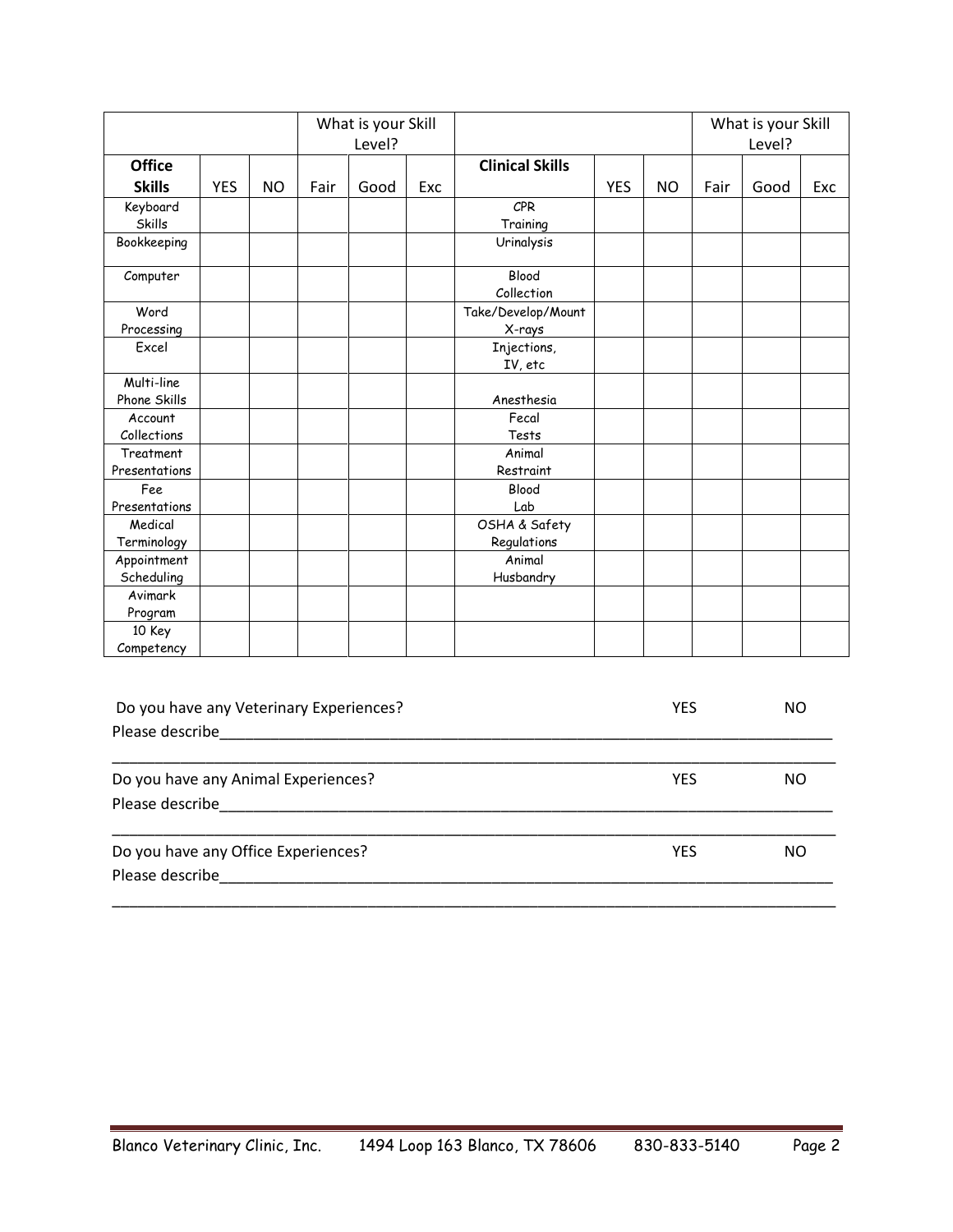| | | | What is your Skill Level? | | | | | | What is your Skill Level? | | |
|---|---|---|---|---|---|---|---|---|---|---|---|
| **Office Skills** | YES | NO | Fair | Good | Exc | **Clinical Skills** | YES | NO | Fair | Good | Exc |
| Keyboard Skills | | | | | | CPR Training | | | | | |
| Bookkeeping | | | | | | Urinalysis | | | | | |
| Computer | | | | | | Blood Collection | | | | | |
| Word Processing | | | | | | Take/Develop/Mount X-rays | | | | | |
| Excel | | | | | | Injections, IV, etc | | | | | |
| Multi-line Phone Skills | | | | | | Anesthesia | | | | | |
| Account Collections | | | | | | Fecal Tests | | | | | |
| Treatment Presentations | | | | | | Animal Restraint | | | | | |
| Fee Presentations | | | | | | Blood Lab | | | | | |
| Medical Terminology | | | | | | OSHA & Safety Regulations | | | | | |
| Appointment Scheduling | | | | | | Animal Husbandry | | | | | |
| Avimark Program | | | | | | | | | | | |
| 10 Key Competency | | | | | | | | | | | |

Do you have any Veterinary Experiences? YES NO

Please describe___________________________________________________________________________

______________________________________________________________________________________

Do you have any Animal Experiences? YES NO

Please describe___________________________________________________________________________

______________________________________________________________________________________

Do you have any Office Experiences? YES NO

Please describe___________________________________________________________________________

______________________________________________________________________________________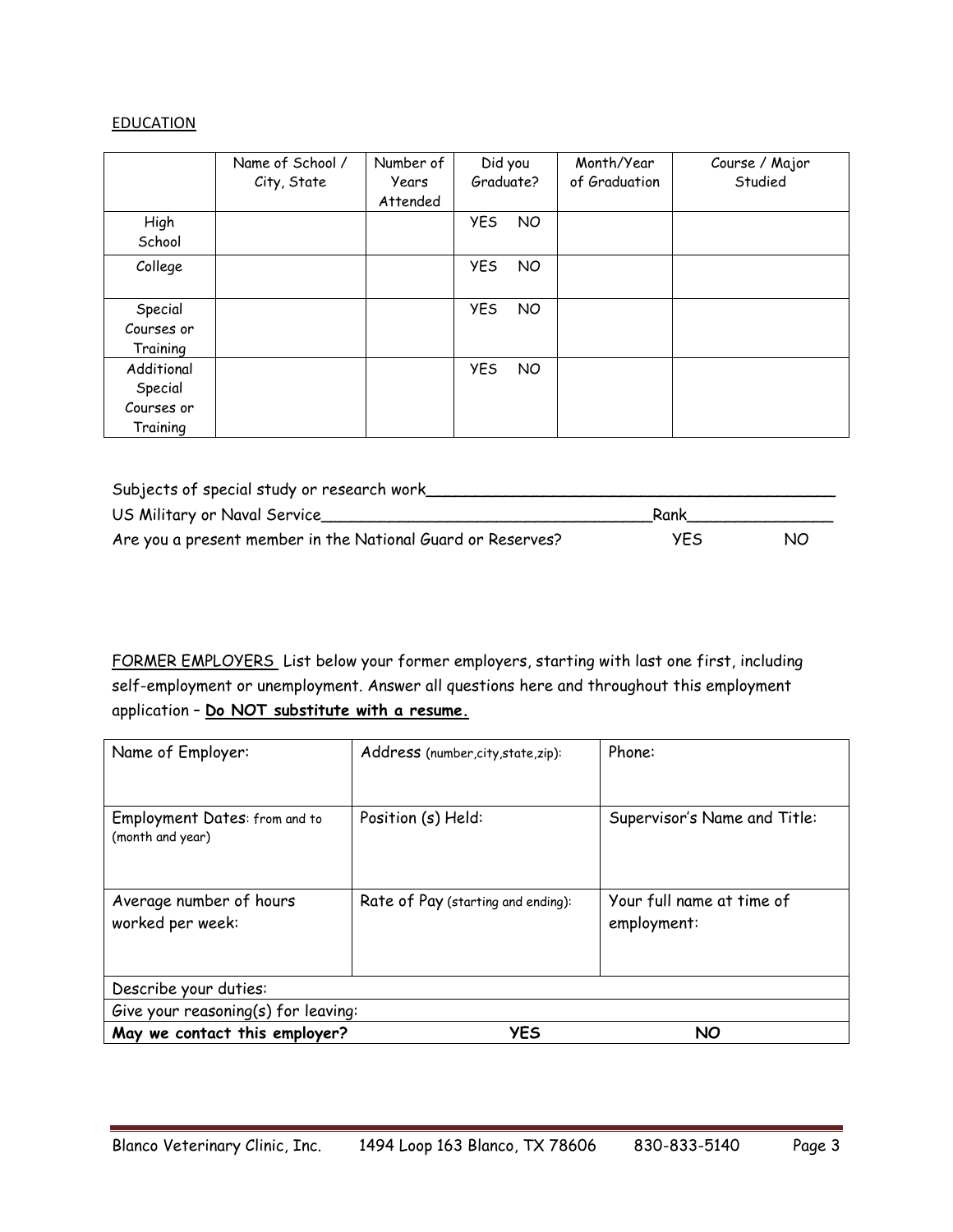EDUCATION

| | Name of School / City, State | Number of Years Attended | Did you Graduate? | Month/Year of Graduation | Course / Major Studied |
|---|---|---|---|---|---|
| High School | | | YES NO | | |
| College | | | YES NO | | |
| Special Courses or Training | | | YES NO | | |
| Additional Special Courses or Training | | | YES NO | | |

Subjects of special study or research work_____________________________________________

US Military or Naval Service____________________________________Rank________________

Are you a present member in the National Guard or Reserves? YES NO

FORMER EMPLOYERS List below your former employers, starting with last one first, including self-employment or unemployment. Answer all questions here and throughout this employment application – **Do NOT substitute with a resume.**

| Name of Employer: | Address (number,city,state,zip): | Phone: |
|---|---|---|
| Employment Dates: from and to (month and year) | Position (s) Held: | Supervisor's Name and Title: |
| Average number of hours worked per week: | Rate of Pay (starting and ending): | Your full name at time of employment: |
| Describe your duties: | | |
| Give your reasoning(s) for leaving: | | |
| **May we contact this employer?** | **YES** | **NO** |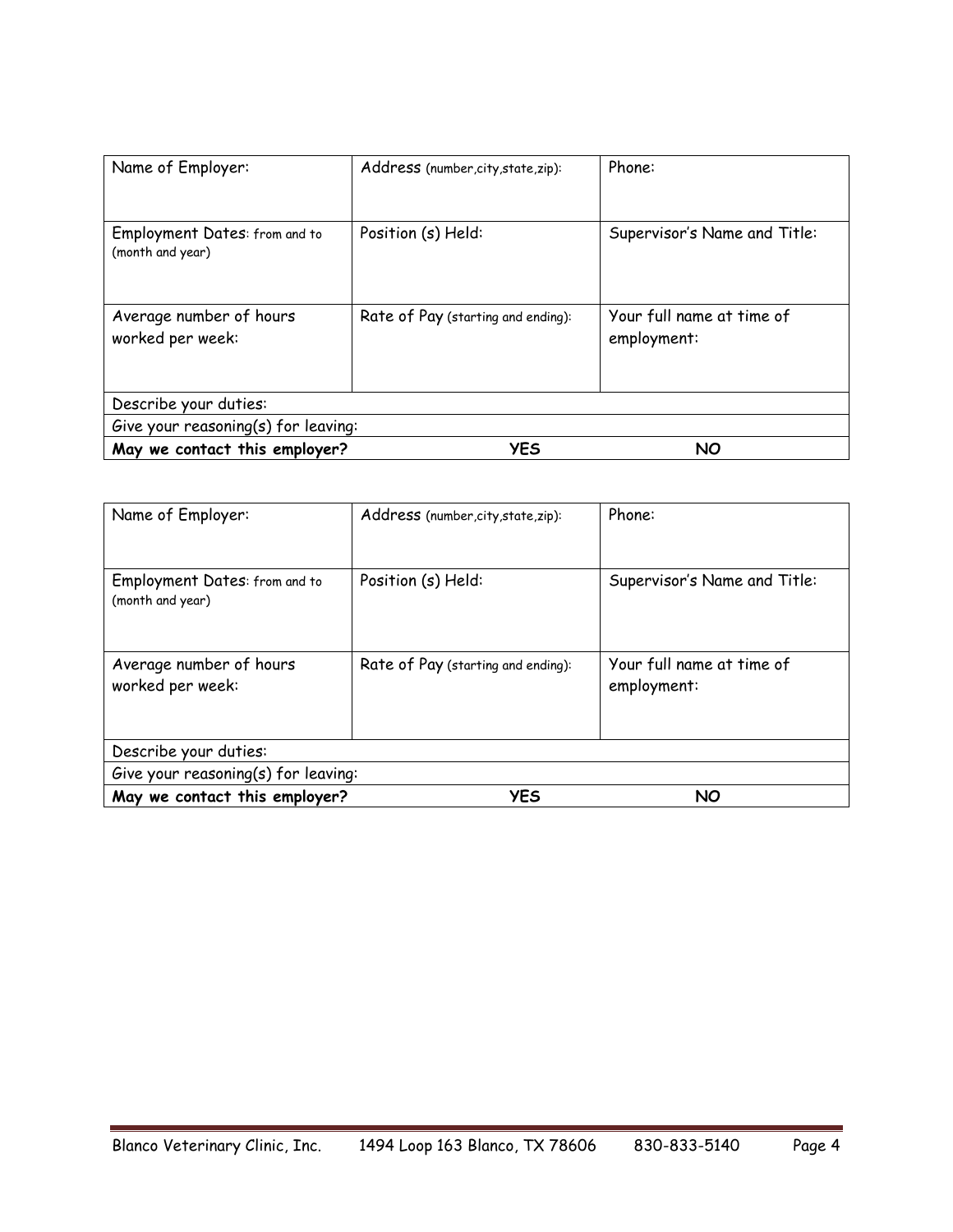| Name of Employer: | Address (number,city,state,zip): | Phone: |
|---|---|---|
| Employment Dates: from and to (month and year) | Position (s) Held: | Supervisor's Name and Title: |
| Average number of hours worked per week: | Rate of Pay (starting and ending): | Your full name at time of employment: |
| Describe your duties: | | |
| Give your reasoning(s) for leaving: | | |
| **May we contact this employer?** | **YES** | **NO** |

| Name of Employer: | Address (number,city,state,zip): | Phone: |
|---|---|---|
| Employment Dates: from and to (month and year) | Position (s) Held: | Supervisor's Name and Title: |
| Average number of hours worked per week: | Rate of Pay (starting and ending): | Your full name at time of employment: |
| Describe your duties: | | |
| Give your reasoning(s) for leaving: | | |
| **May we contact this employer?** | **YES** | **NO** |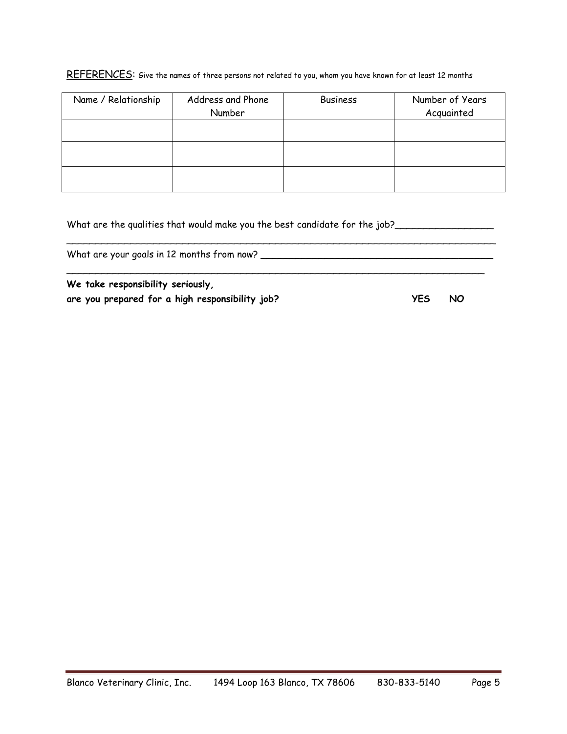REFERENCES: Give the names of three persons not related to you, whom you have known for at least 12 months

| Name / Relationship | Address and Phone Number | Business | Number of Years Acquainted |
|---|---|---|---|
| | | | |
| | | | |
| | | | |

What are the qualities that would make you the best candidate for the job?_________________

_____________________________________________________________________________

What are your goals in 12 months from now? _________________________________________

_____________________________________________________________________________

**We take responsibility seriously,**
**are you prepared for a high responsibility job?** **YES** **NO**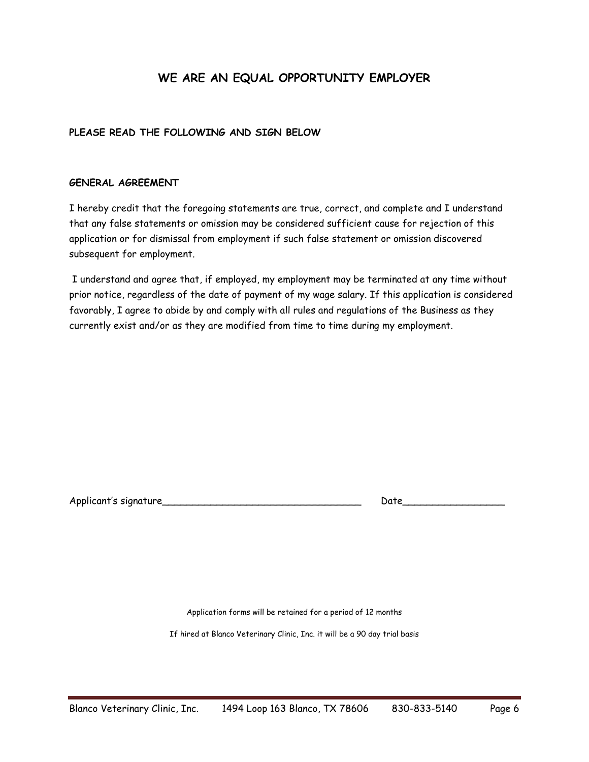# WE ARE AN EQUAL OPPORTUNITY EMPLOYER

**PLEASE READ THE FOLLOWING AND SIGN BELOW**

**GENERAL AGREEMENT**

I hereby credit that the foregoing statements are true, correct, and complete and I understand that any false statements or omission may be considered sufficient cause for rejection of this application or for dismissal from employment if such false statement or omission discovered subsequent for employment.

I understand and agree that, if employed, my employment may be terminated at any time without prior notice, regardless of the date of payment of my wage salary. If this application is considered favorably, I agree to abide by and comply with all rules and regulations of the Business as they currently exist and/or as they are modified from time to time during my employment.

Applicant's signature__________________________________ Date_________________

Application forms will be retained for a period of 12 months

If hired at Blanco Veterinary Clinic, Inc. it will be a 90 day trial basis